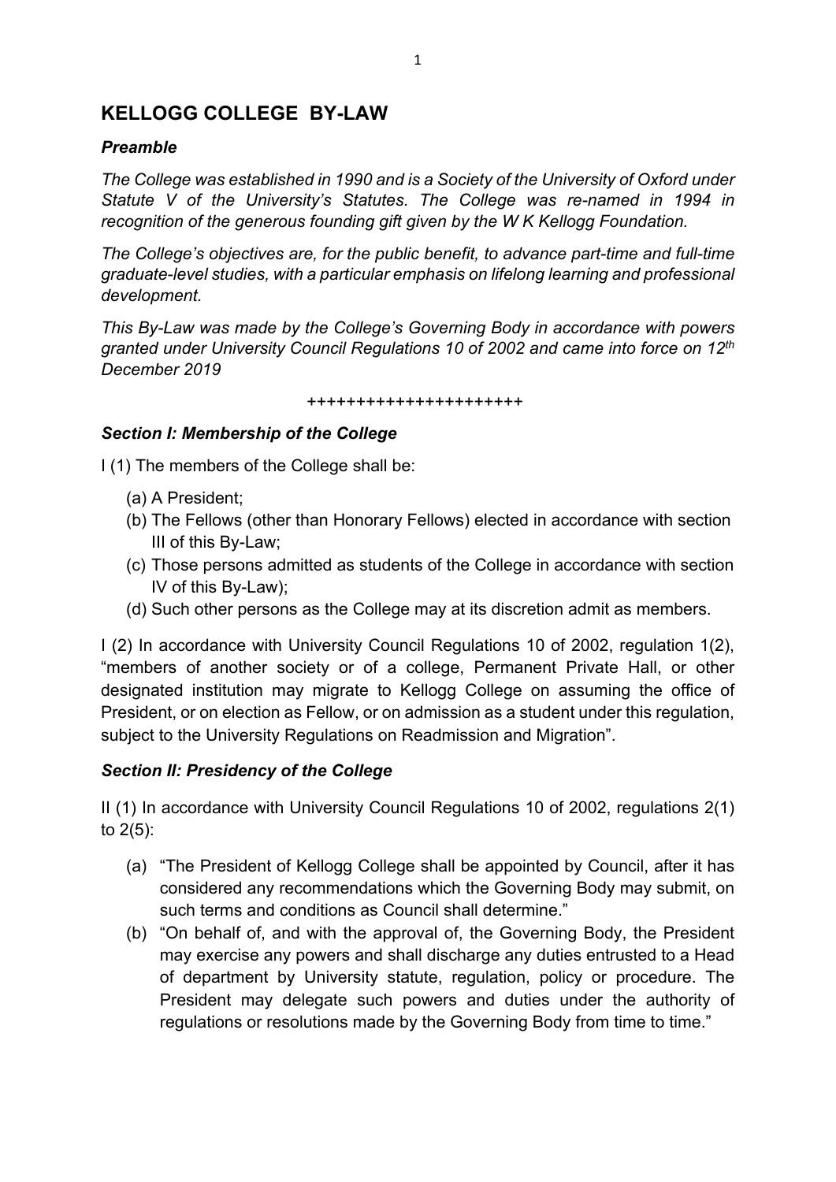## KELLOGG COLLEGE BY-LAW

### *Preamble*

*The College was established in 1990 and is a Society of the University of Oxford under Statute V of the University's Statutes. The College was re-named in 1994 in recognition of the generous founding gift given by the W K Kellogg Foundation.*

*The College's objectives are, for the public benefit, to advance part-time and full-time graduate-level studies, with a particular emphasis on lifelong learning and professional development.*

*This By-Law was made by the College's Governing Body in accordance with powers granted under University Council Regulations 10 of 2002 and came into force on 12th December 2019*

++++++++++++++++++++++

### *Section I: Membership of the College*

I (1) The members of the College shall be:

(a) A President;
(b) The Fellows (other than Honorary Fellows) elected in accordance with section III of this By-Law;
(c) Those persons admitted as students of the College in accordance with section IV of this By-Law);
(d) Such other persons as the College may at its discretion admit as members.

I (2) In accordance with University Council Regulations 10 of 2002, regulation 1(2), "members of another society or of a college, Permanent Private Hall, or other designated institution may migrate to Kellogg College on assuming the office of President, or on election as Fellow, or on admission as a student under this regulation, subject to the University Regulations on Readmission and Migration".

### *Section II: Presidency of the College*

II (1) In accordance with University Council Regulations 10 of 2002, regulations 2(1) to 2(5):

(a) "The President of Kellogg College shall be appointed by Council, after it has considered any recommendations which the Governing Body may submit, on such terms and conditions as Council shall determine."
(b) "On behalf of, and with the approval of, the Governing Body, the President may exercise any powers and shall discharge any duties entrusted to a Head of department by University statute, regulation, policy or procedure. The President may delegate such powers and duties under the authority of regulations or resolutions made by the Governing Body from time to time."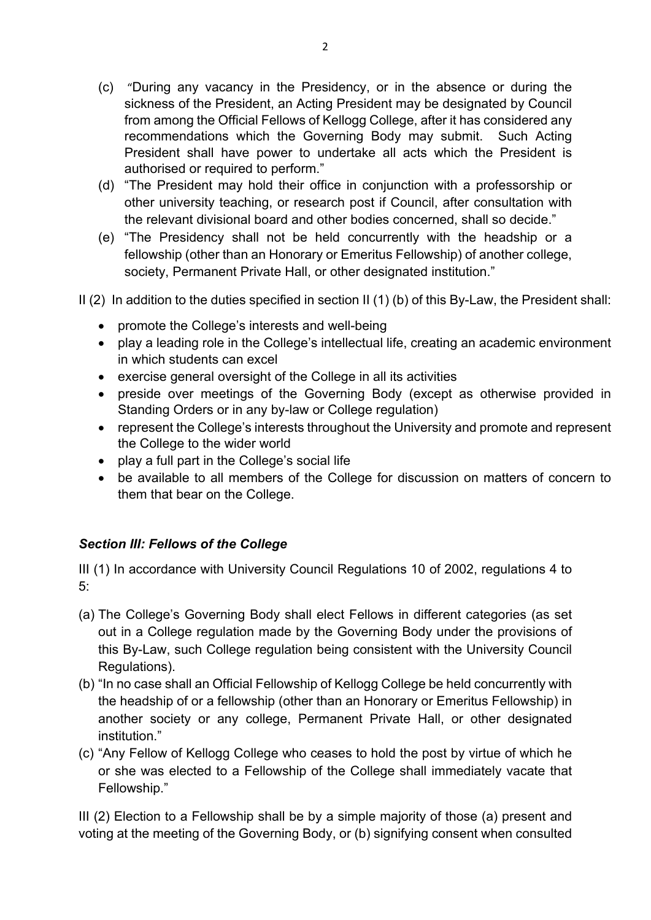(c) "During any vacancy in the Presidency, or in the absence or during the sickness of the President, an Acting President may be designated by Council from among the Official Fellows of Kellogg College, after it has considered any recommendations which the Governing Body may submit. Such Acting President shall have power to undertake all acts which the President is authorised or required to perform."

(d) "The President may hold their office in conjunction with a professorship or other university teaching, or research post if Council, after consultation with the relevant divisional board and other bodies concerned, shall so decide."

(e) "The Presidency shall not be held concurrently with the headship or a fellowship (other than an Honorary or Emeritus Fellowship) of another college, society, Permanent Private Hall, or other designated institution."

II (2) In addition to the duties specified in section II (1) (b) of this By-Law, the President shall:

- promote the College's interests and well-being
- play a leading role in the College's intellectual life, creating an academic environment in which students can excel
- exercise general oversight of the College in all its activities
- preside over meetings of the Governing Body (except as otherwise provided in Standing Orders or in any by-law or College regulation)
- represent the College's interests throughout the University and promote and represent the College to the wider world
- play a full part in the College's social life
- be available to all members of the College for discussion on matters of concern to them that bear on the College.

### *Section III: Fellows of the College*

III (1) In accordance with University Council Regulations 10 of 2002, regulations 4 to 5:

(a) The College's Governing Body shall elect Fellows in different categories (as set out in a College regulation made by the Governing Body under the provisions of this By-Law, such College regulation being consistent with the University Council Regulations).

(b) "In no case shall an Official Fellowship of Kellogg College be held concurrently with the headship of or a fellowship (other than an Honorary or Emeritus Fellowship) in another society or any college, Permanent Private Hall, or other designated institution."

(c) "Any Fellow of Kellogg College who ceases to hold the post by virtue of which he or she was elected to a Fellowship of the College shall immediately vacate that Fellowship."

III (2) Election to a Fellowship shall be by a simple majority of those (a) present and voting at the meeting of the Governing Body, or (b) signifying consent when consulted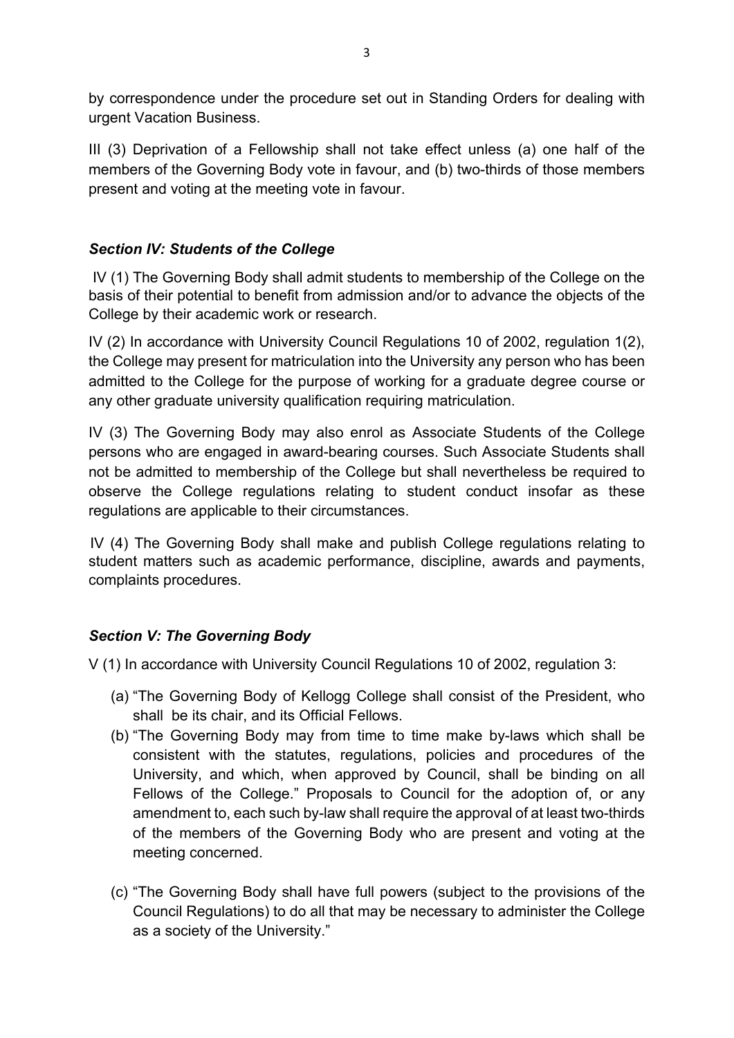by correspondence under the procedure set out in Standing Orders for dealing with urgent Vacation Business.

III (3) Deprivation of a Fellowship shall not take effect unless (a) one half of the members of the Governing Body vote in favour, and (b) two-thirds of those members present and voting at the meeting vote in favour.

### *Section IV: Students of the College*

IV (1) The Governing Body shall admit students to membership of the College on the basis of their potential to benefit from admission and/or to advance the objects of the College by their academic work or research.

IV (2) In accordance with University Council Regulations 10 of 2002, regulation 1(2), the College may present for matriculation into the University any person who has been admitted to the College for the purpose of working for a graduate degree course or any other graduate university qualification requiring matriculation.

IV (3) The Governing Body may also enrol as Associate Students of the College persons who are engaged in award-bearing courses. Such Associate Students shall not be admitted to membership of the College but shall nevertheless be required to observe the College regulations relating to student conduct insofar as these regulations are applicable to their circumstances.

IV (4) The Governing Body shall make and publish College regulations relating to student matters such as academic performance, discipline, awards and payments, complaints procedures.

### *Section V: The Governing Body*

V (1) In accordance with University Council Regulations 10 of 2002, regulation 3:

(a) "The Governing Body of Kellogg College shall consist of the President, who shall be its chair, and its Official Fellows.

(b) "The Governing Body may from time to time make by-laws which shall be consistent with the statutes, regulations, policies and procedures of the University, and which, when approved by Council, shall be binding on all Fellows of the College." Proposals to Council for the adoption of, or any amendment to, each such by-law shall require the approval of at least two-thirds of the members of the Governing Body who are present and voting at the meeting concerned.

(c) "The Governing Body shall have full powers (subject to the provisions of the Council Regulations) to do all that may be necessary to administer the College as a society of the University."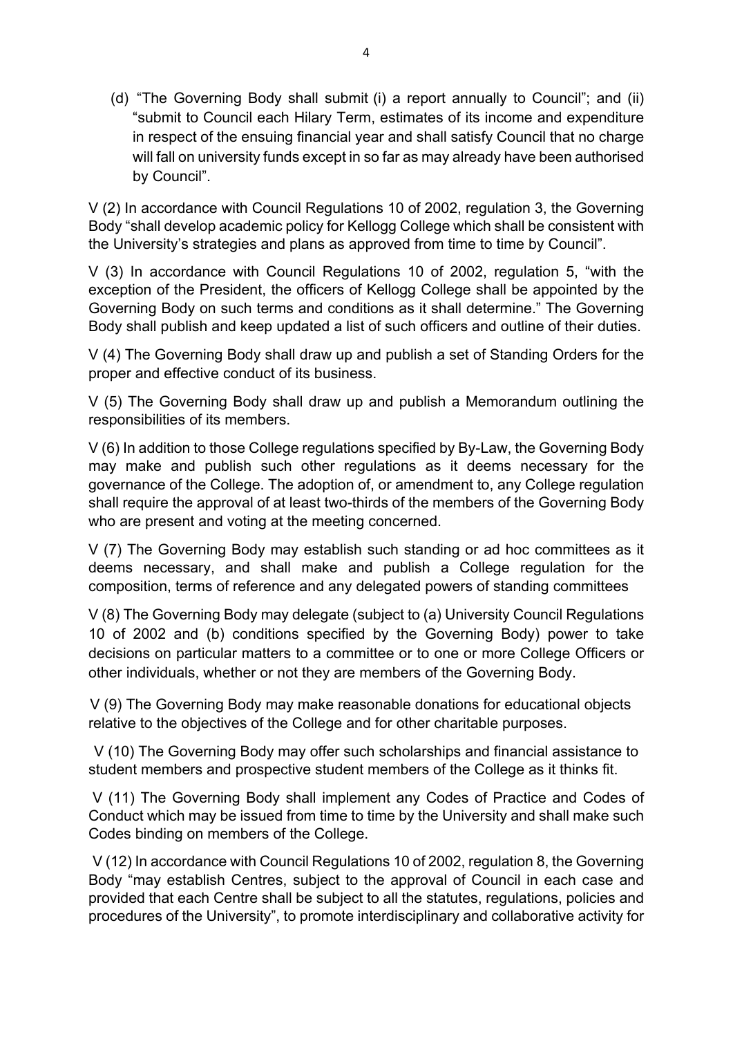(d) "The Governing Body shall submit (i) a report annually to Council"; and (ii) "submit to Council each Hilary Term, estimates of its income and expenditure in respect of the ensuing financial year and shall satisfy Council that no charge will fall on university funds except in so far as may already have been authorised by Council".

V (2) In accordance with Council Regulations 10 of 2002, regulation 3, the Governing Body "shall develop academic policy for Kellogg College which shall be consistent with the University's strategies and plans as approved from time to time by Council".

V (3) In accordance with Council Regulations 10 of 2002, regulation 5, "with the exception of the President, the officers of Kellogg College shall be appointed by the Governing Body on such terms and conditions as it shall determine." The Governing Body shall publish and keep updated a list of such officers and outline of their duties.

V (4) The Governing Body shall draw up and publish a set of Standing Orders for the proper and effective conduct of its business.

V (5) The Governing Body shall draw up and publish a Memorandum outlining the responsibilities of its members.

V (6) In addition to those College regulations specified by By-Law, the Governing Body may make and publish such other regulations as it deems necessary for the governance of the College. The adoption of, or amendment to, any College regulation shall require the approval of at least two-thirds of the members of the Governing Body who are present and voting at the meeting concerned.

V (7) The Governing Body may establish such standing or ad hoc committees as it deems necessary, and shall make and publish a College regulation for the composition, terms of reference and any delegated powers of standing committees

V (8) The Governing Body may delegate (subject to (a) University Council Regulations 10 of 2002 and (b) conditions specified by the Governing Body) power to take decisions on particular matters to a committee or to one or more College Officers or other individuals, whether or not they are members of the Governing Body.

V (9) The Governing Body may make reasonable donations for educational objects relative to the objectives of the College and for other charitable purposes.

V (10) The Governing Body may offer such scholarships and financial assistance to student members and prospective student members of the College as it thinks fit.

V (11) The Governing Body shall implement any Codes of Practice and Codes of Conduct which may be issued from time to time by the University and shall make such Codes binding on members of the College.

V (12) In accordance with Council Regulations 10 of 2002, regulation 8, the Governing Body "may establish Centres, subject to the approval of Council in each case and provided that each Centre shall be subject to all the statutes, regulations, policies and procedures of the University", to promote interdisciplinary and collaborative activity for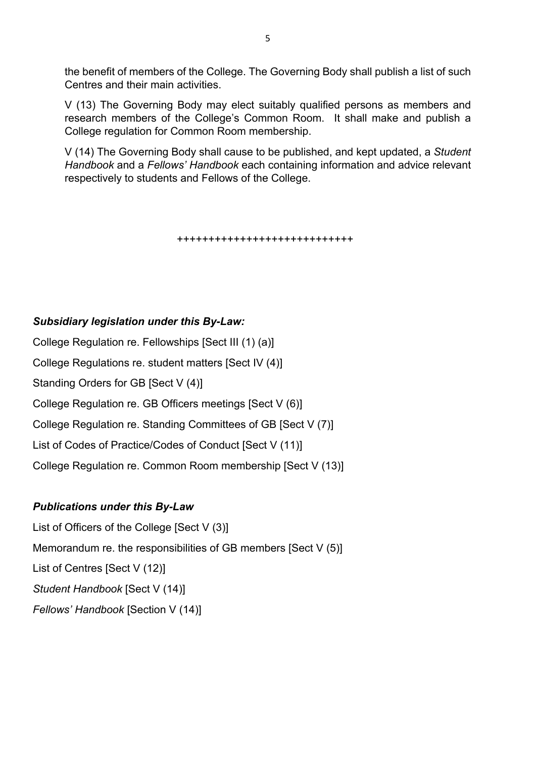the benefit of members of the College. The Governing Body shall publish a list of such Centres and their main activities.

V (13) The Governing Body may elect suitably qualified persons as members and research members of the College's Common Room. It shall make and publish a College regulation for Common Room membership.

V (14) The Governing Body shall cause to be published, and kept updated, a *Student Handbook* and a *Fellows' Handbook* each containing information and advice relevant respectively to students and Fellows of the College.

++++++++++++++++++++++++++++

***Subsidiary legislation under this By-Law:***

College Regulation re. Fellowships [Sect III (1) (a)]

College Regulations re. student matters [Sect IV (4)]

Standing Orders for GB [Sect V (4)]

College Regulation re. GB Officers meetings [Sect V (6)]

College Regulation re. Standing Committees of GB [Sect V (7)]

List of Codes of Practice/Codes of Conduct [Sect V (11)]

College Regulation re. Common Room membership [Sect V (13)]

***Publications under this By-Law***

List of Officers of the College [Sect V (3)]

Memorandum re. the responsibilities of GB members [Sect V (5)]

List of Centres [Sect V (12)]

*Student Handbook* [Sect V (14)]

*Fellows' Handbook* [Section V (14)]